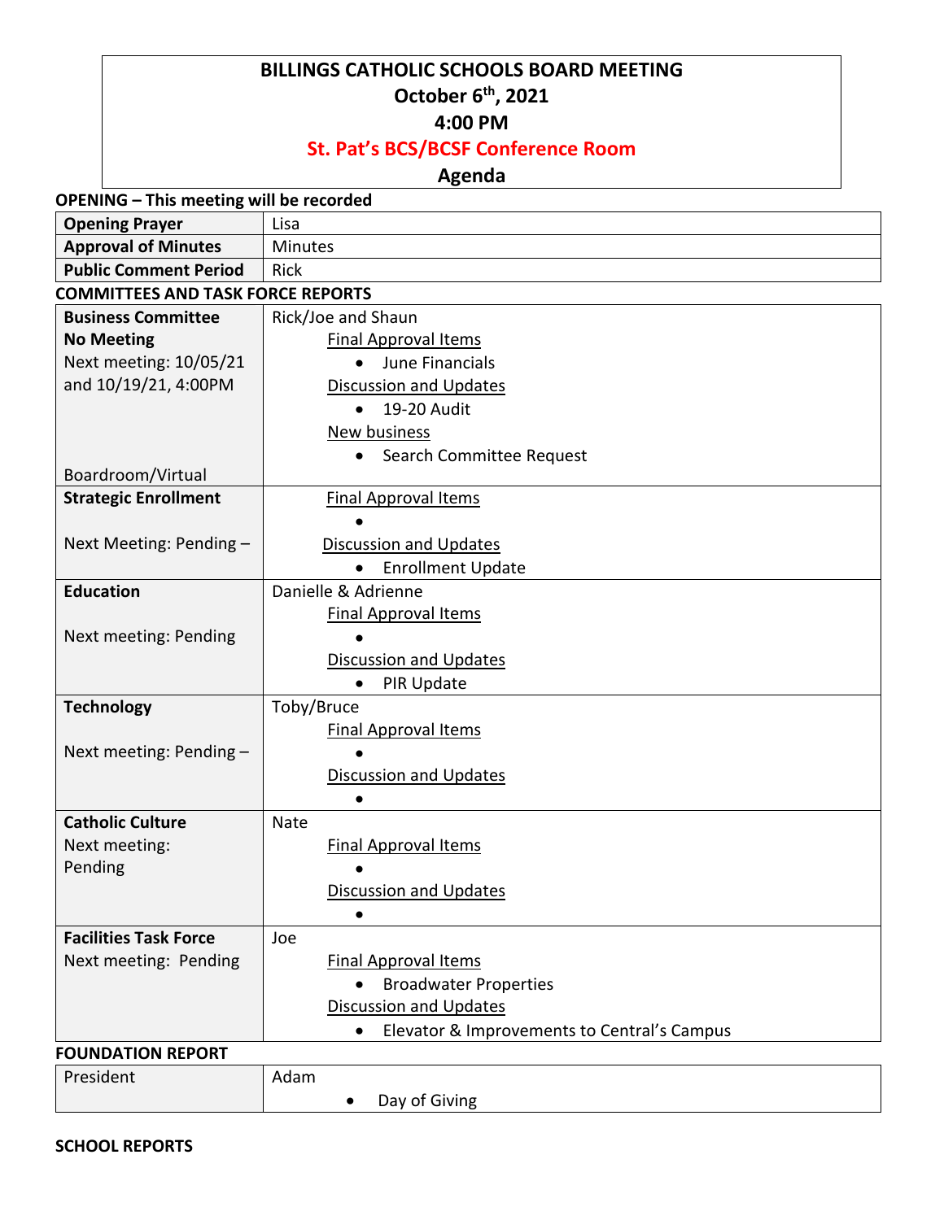# BILLINGS CATHOLIC SCHOOLS BOARD MEETING

**October 6th, 2021**

**4:00 PM**

**St. Pat's BCS/BCSF Conference Room**

**Agenda**

**OPENING – This meeting will be recorded**

| | |
|---|---|
| **Opening Prayer** | Lisa |
| **Approval of Minutes** | Minutes |
| **Public Comment Period** | Rick |

**COMMITTEES AND TASK FORCE REPORTS**

| | |
|---|---|
| **Business Committee**<br>**No Meeting**<br>Next meeting: 10/05/21 and 10/19/21, 4:00PM<br><br>Boardroom/Virtual | Rick/Joe and Shaun<br>Final Approval Items<br>• June Financials<br>Discussion and Updates<br>• 19-20 Audit<br>New business<br>• Search Committee Request |
| **Strategic Enrollment**<br><br>Next Meeting: Pending – | Final Approval Items<br>•<br>Discussion and Updates<br>• Enrollment Update |
| **Education**<br><br>Next meeting: Pending | Danielle & Adrienne<br>Final Approval Items<br>•<br>Discussion and Updates<br>• PIR Update |
| **Technology**<br><br>Next meeting: Pending – | Toby/Bruce<br>Final Approval Items<br>•<br>Discussion and Updates<br>• |
| **Catholic Culture**<br>Next meeting: Pending | Nate<br>Final Approval Items<br>•<br>Discussion and Updates<br>• |
| **Facilities Task Force**<br>Next meeting: Pending | Joe<br>Final Approval Items<br>• Broadwater Properties<br>Discussion and Updates<br>• Elevator & Improvements to Central's Campus |

**FOUNDATION REPORT**

| | |
|---|---|
| President | Adam<br>• Day of Giving |

**SCHOOL REPORTS**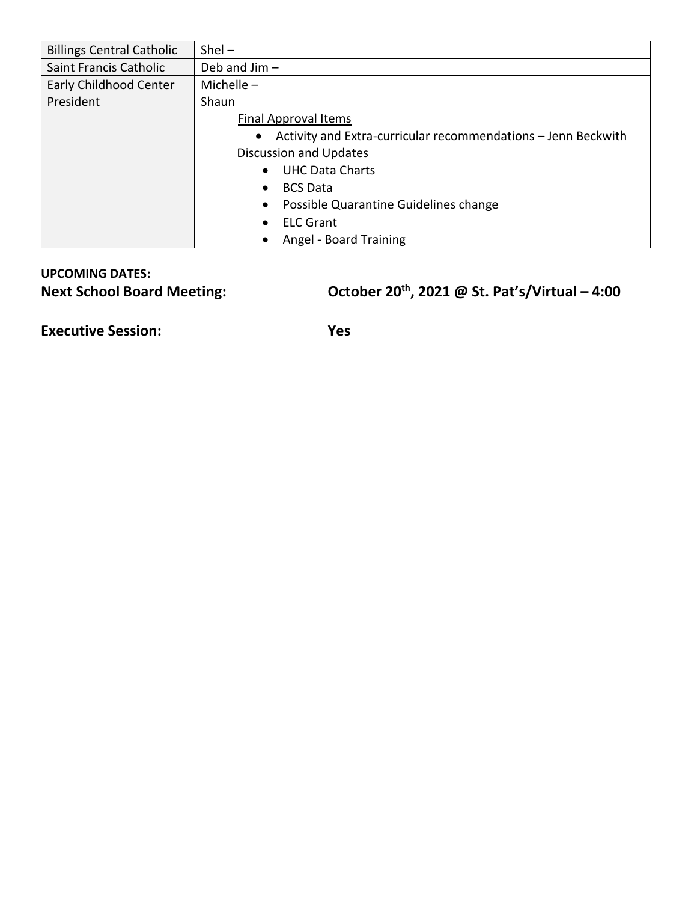| | |
|---|---|
| Billings Central Catholic | Shel – |
| Saint Francis Catholic | Deb and Jim – |
| Early Childhood Center | Michelle – |
| President | Shaun<br>Final Approval Items<br>• Activity and Extra-curricular recommendations – Jenn Beckwith<br>Discussion and Updates<br>• UHC Data Charts<br>• BCS Data<br>• Possible Quarantine Guidelines change<br>• ELC Grant<br>• Angel - Board Training |

**UPCOMING DATES:**

**Next School Board Meeting:** **October 20th, 2021 @ St. Pat's/Virtual – 4:00**

**Executive Session:** **Yes**